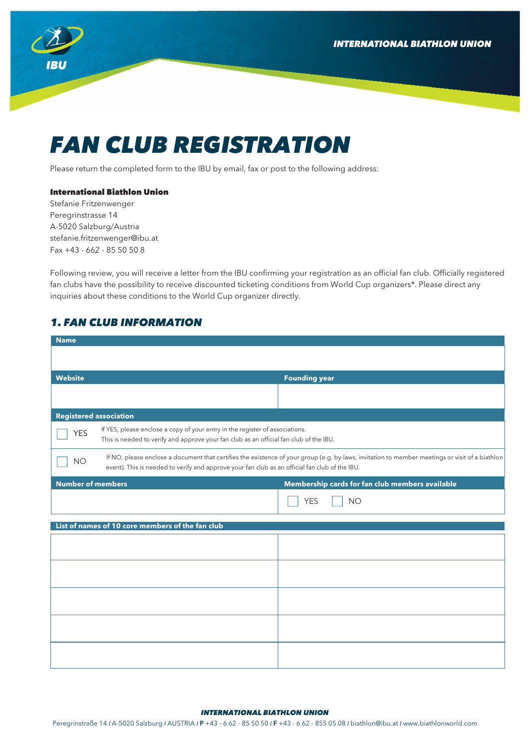# FAN CLUB REGISTRATION

Please return the completed form to the IBU by email, fax or post to the following address:

**International Biathlon Union**
Stefanie Fritzenwenger
Peregrinstrasse 14
A-5020 Salzburg/Austria
stefanie.fritzenwenger@ibu.at
Fax +43 - 662 - 85 50 50 8

Following review, you will receive a letter from the IBU confirming your registration as an official fan club. Officially registered fan clubs have the possibility to receive discounted ticketing conditions from World Cup organizers*. Please direct any inquiries about these conditions to the World Cup organizer directly.

## 1. FAN CLUB INFORMATION

| Name | |
|---|---|
| | |
| **Website** | **Founding year** |
| | |

| Registered association | |
|---|---|
| ☐ YES | If YES, please enclose a copy of your entry in the register of associations. This is needed to verify and approve your fan club as an official fan club of the IBU. |
| ☐ NO | If NO, please enclose a document that certifies the existence of your group (e.g. by-laws, invitation to member meetings or visit of a biathlon event). This is needed to verify and approve your fan club as an official fan club of the IBU. |

| Number of members | Membership cards for fan club members available |
|---|---|
| | ☐ YES ☐ NO |

| List of names of 10 core members of the fan club | |
|---|---|
| | |
| | |
| | |
| | |
| | |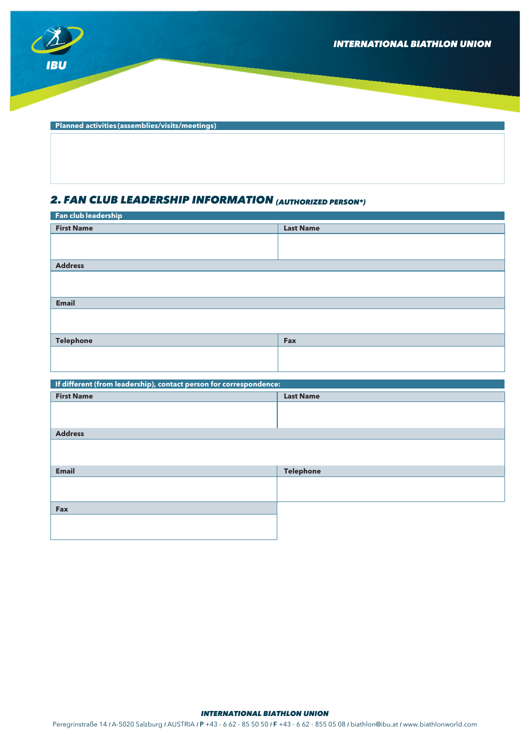**Planned activities (assemblies/visits/meetings)**

| |
|---|
| |

## 2. FAN CLUB LEADERSHIP INFORMATION *(AUTHORIZED PERSON\*)*

**Fan club leadership**

| First Name | Last Name |
|---|---|
| | |
| **Address** | |
| | |
| **Email** | |
| | |
| **Telephone** | **Fax** |
| | |

**If different (from leadership), contact person for correspondence:**

| First Name | Last Name |
|---|---|
| | |
| **Address** | |
| | |
| **Email** | **Telephone** |
| | |
| **Fax** | |
| | |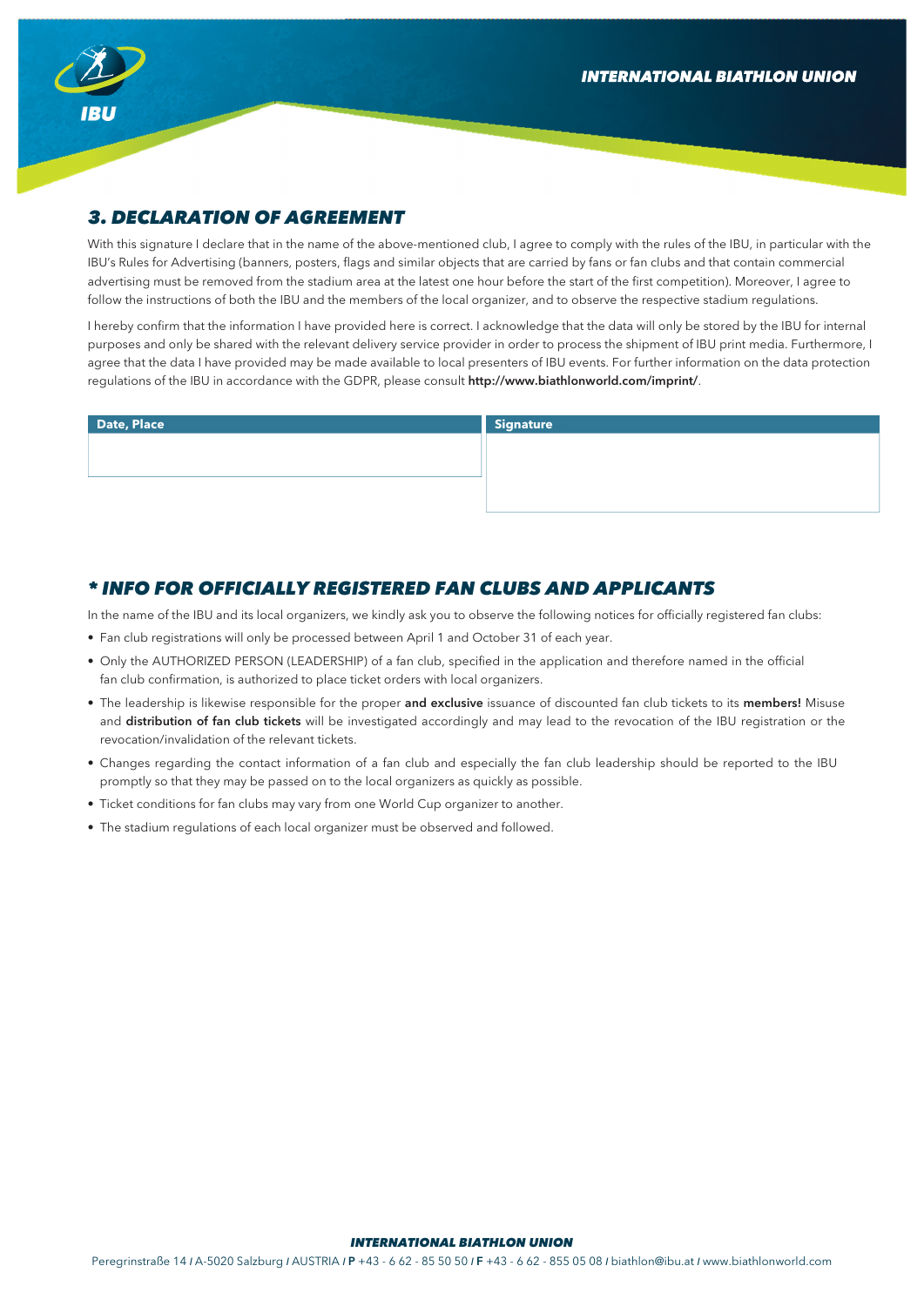## 3. DECLARATION OF AGREEMENT

With this signature I declare that in the name of the above-mentioned club, I agree to comply with the rules of the IBU, in particular with the IBU's Rules for Advertising (banners, posters, flags and similar objects that are carried by fans or fan clubs and that contain commercial advertising must be removed from the stadium area at the latest one hour before the start of the first competition). Moreover, I agree to follow the instructions of both the IBU and the members of the local organizer, and to observe the respective stadium regulations.

I hereby confirm that the information I have provided here is correct. I acknowledge that the data will only be stored by the IBU for internal purposes and only be shared with the relevant delivery service provider in order to process the shipment of IBU print media. Furthermore, I agree that the data I have provided may be made available to local presenters of IBU events. For further information on the data protection regulations of the IBU in accordance with the GDPR, please consult **http://www.biathlonworld.com/imprint/**.

| Date, Place | Signature |
|---|---|
| | |

## * INFO FOR OFFICIALLY REGISTERED FAN CLUBS AND APPLICANTS

In the name of the IBU and its local organizers, we kindly ask you to observe the following notices for officially registered fan clubs:

- Fan club registrations will only be processed between April 1 and October 31 of each year.
- Only the AUTHORIZED PERSON (LEADERSHIP) of a fan club, specified in the application and therefore named in the official fan club confirmation, is authorized to place ticket orders with local organizers.
- The leadership is likewise responsible for the proper **and exclusive** issuance of discounted fan club tickets to its **members!** Misuse and **distribution of fan club tickets** will be investigated accordingly and may lead to the revocation of the IBU registration or the revocation/invalidation of the relevant tickets.
- Changes regarding the contact information of a fan club and especially the fan club leadership should be reported to the IBU promptly so that they may be passed on to the local organizers as quickly as possible.
- Ticket conditions for fan clubs may vary from one World Cup organizer to another.
- The stadium regulations of each local organizer must be observed and followed.